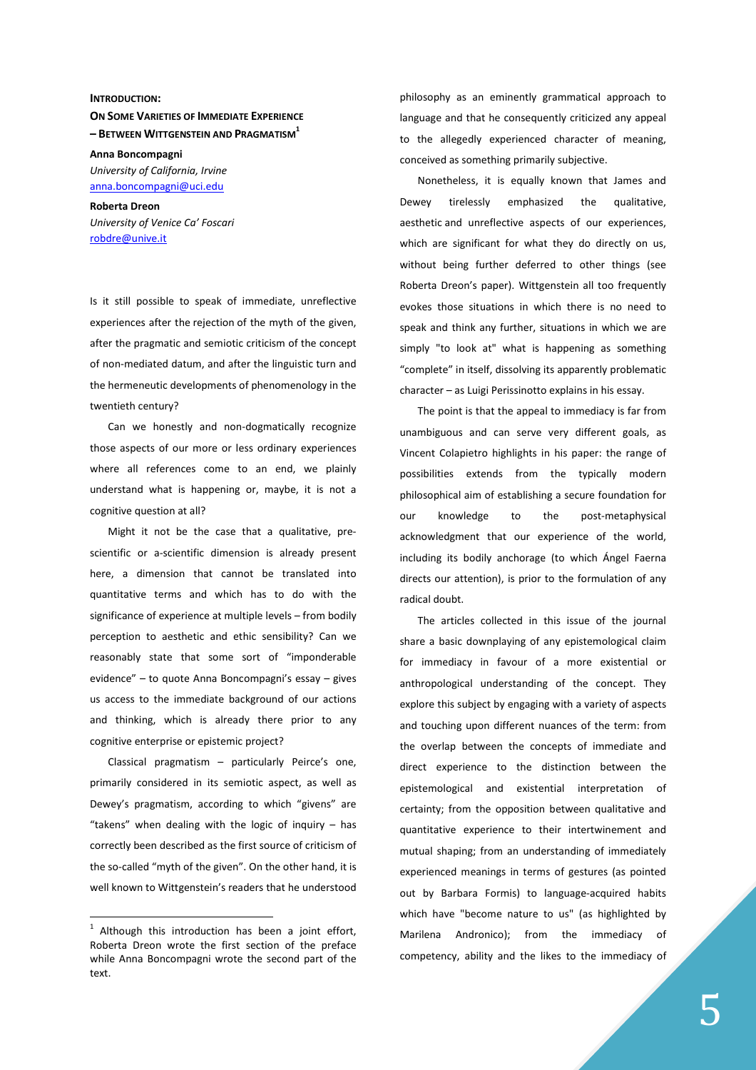# INTRODUCTION: ON SOME VARIETIES OF IMMEDIATE EXPERIENCE – BETWEEN WITTGENSTEIN AND PRAGMATISM[1]

**Anna Boncompagni**
*University of California, Irvine*
anna.boncompagni@uci.edu

**Roberta Dreon**
*University of Venice Ca' Foscari*
robdre@unive.it

Is it still possible to speak of immediate, unreflective experiences after the rejection of the myth of the given, after the pragmatic and semiotic criticism of the concept of non-mediated datum, and after the linguistic turn and the hermeneutic developments of phenomenology in the twentieth century?

Can we honestly and non-dogmatically recognize those aspects of our more or less ordinary experiences where all references come to an end, we plainly understand what is happening or, maybe, it is not a cognitive question at all?

Might it not be the case that a qualitative, pre-scientific or a-scientific dimension is already present here, a dimension that cannot be translated into quantitative terms and which has to do with the significance of experience at multiple levels – from bodily perception to aesthetic and ethic sensibility? Can we reasonably state that some sort of "imponderable evidence" – to quote Anna Boncompagni's essay – gives us access to the immediate background of our actions and thinking, which is already there prior to any cognitive enterprise or epistemic project?

Classical pragmatism – particularly Peirce's one, primarily considered in its semiotic aspect, as well as Dewey's pragmatism, according to which "givens" are "takens" when dealing with the logic of inquiry – has correctly been described as the first source of criticism of the so-called "myth of the given". On the other hand, it is well known to Wittgenstein's readers that he understood philosophy as an eminently grammatical approach to language and that he consequently criticized any appeal to the allegedly experienced character of meaning, conceived as something primarily subjective.

Nonetheless, it is equally known that James and Dewey tirelessly emphasized the qualitative, aesthetic and unreflective aspects of our experiences, which are significant for what they do directly on us, without being further deferred to other things (see Roberta Dreon's paper). Wittgenstein all too frequently evokes those situations in which there is no need to speak and think any further, situations in which we are simply "to look at" what is happening as something "complete" in itself, dissolving its apparently problematic character – as Luigi Perissinotto explains in his essay.

The point is that the appeal to immediacy is far from unambiguous and can serve very different goals, as Vincent Colapietro highlights in his paper: the range of possibilities extends from the typically modern philosophical aim of establishing a secure foundation for our knowledge to the post-metaphysical acknowledgment that our experience of the world, including its bodily anchorage (to which Ángel Faerna directs our attention), is prior to the formulation of any radical doubt.

The articles collected in this issue of the journal share a basic downplaying of any epistemological claim for immediacy in favour of a more existential or anthropological understanding of the concept. They explore this subject by engaging with a variety of aspects and touching upon different nuances of the term: from the overlap between the concepts of immediate and direct experience to the distinction between the epistemological and existential interpretation of certainty; from the opposition between qualitative and quantitative experience to their intertwinement and mutual shaping; from an understanding of immediately experienced meanings in terms of gestures (as pointed out by Barbara Formis) to language-acquired habits which have "become nature to us" (as highlighted by Marilena Andronico); from the immediacy of competency, ability and the likes to the immediacy of

[1] Although this introduction has been a joint effort, Roberta Dreon wrote the first section of the preface while Anna Boncompagni wrote the second part of the text.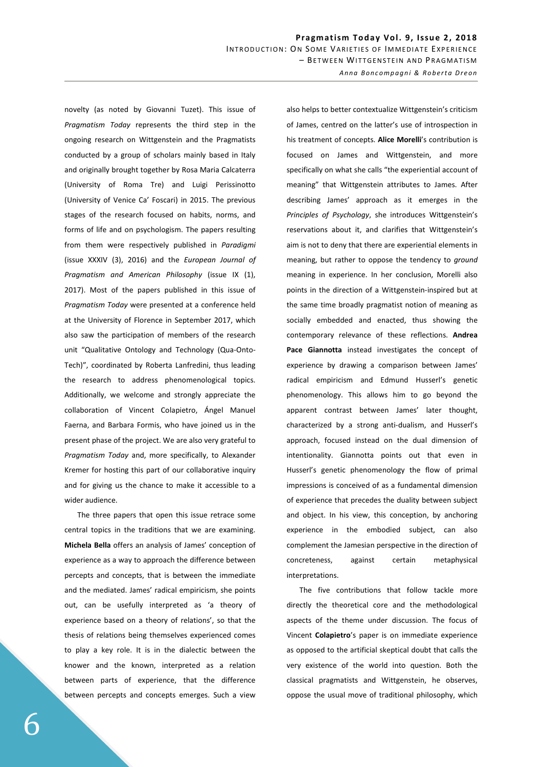novelty (as noted by Giovanni Tuzet). This issue of *Pragmatism Today* represents the third step in the ongoing research on Wittgenstein and the Pragmatists conducted by a group of scholars mainly based in Italy and originally brought together by Rosa Maria Calcaterra (University of Roma Tre) and Luigi Perissinotto (University of Venice Ca' Foscari) in 2015. The previous stages of the research focused on habits, norms, and forms of life and on psychologism. The papers resulting from them were respectively published in *Paradigmi* (issue XXXIV (3), 2016) and the *European Journal of Pragmatism and American Philosophy* (issue IX (1), 2017). Most of the papers published in this issue of *Pragmatism Today* were presented at a conference held at the University of Florence in September 2017, which also saw the participation of members of the research unit "Qualitative Ontology and Technology (Qua-Onto-Tech)", coordinated by Roberta Lanfredini, thus leading the research to address phenomenological topics. Additionally, we welcome and strongly appreciate the collaboration of Vincent Colapietro, Ángel Manuel Faerna, and Barbara Formis, who have joined us in the present phase of the project. We are also very grateful to *Pragmatism Today* and, more specifically, to Alexander Kremer for hosting this part of our collaborative inquiry and for giving us the chance to make it accessible to a wider audience.

The three papers that open this issue retrace some central topics in the traditions that we are examining. **Michela Bella** offers an analysis of James' conception of experience as a way to approach the difference between percepts and concepts, that is between the immediate and the mediated. James' radical empiricism, she points out, can be usefully interpreted as 'a theory of experience based on a theory of relations', so that the thesis of relations being themselves experienced comes to play a key role. It is in the dialectic between the knower and the known, interpreted as a relation between parts of experience, that the difference between percepts and concepts emerges. Such a view also helps to better contextualize Wittgenstein's criticism of James, centred on the latter's use of introspection in his treatment of concepts. **Alice Morelli**'s contribution is focused on James and Wittgenstein, and more specifically on what she calls "the experiential account of meaning" that Wittgenstein attributes to James. After describing James' approach as it emerges in the *Principles of Psychology*, she introduces Wittgenstein's reservations about it, and clarifies that Wittgenstein's aim is not to deny that there are experiential elements in meaning, but rather to oppose the tendency to *ground* meaning in experience. In her conclusion, Morelli also points in the direction of a Wittgenstein-inspired but at the same time broadly pragmatist notion of meaning as socially embedded and enacted, thus showing the contemporary relevance of these reflections. **Andrea Pace Giannotta** instead investigates the concept of experience by drawing a comparison between James' radical empiricism and Edmund Husserl's genetic phenomenology. This allows him to go beyond the apparent contrast between James' later thought, characterized by a strong anti-dualism, and Husserl's approach, focused instead on the dual dimension of intentionality. Giannotta points out that even in Husserl's genetic phenomenology the flow of primal impressions is conceived of as a fundamental dimension of experience that precedes the duality between subject and object. In his view, this conception, by anchoring experience in the embodied subject, can also complement the Jamesian perspective in the direction of concreteness, against certain metaphysical interpretations.

The five contributions that follow tackle more directly the theoretical core and the methodological aspects of the theme under discussion. The focus of Vincent **Colapietro**'s paper is on immediate experience as opposed to the artificial skeptical doubt that calls the very existence of the world into question. Both the classical pragmatists and Wittgenstein, he observes, oppose the usual move of traditional philosophy, which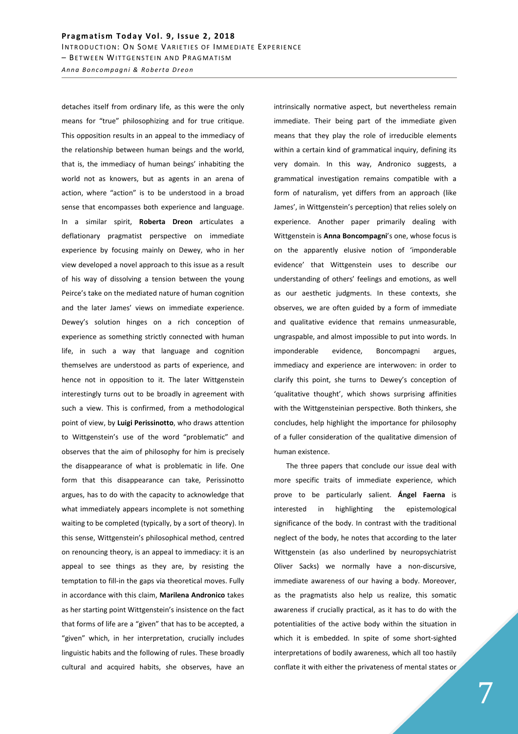detaches itself from ordinary life, as this were the only means for "true" philosophizing and for true critique. This opposition results in an appeal to the immediacy of the relationship between human beings and the world, that is, the immediacy of human beings' inhabiting the world not as knowers, but as agents in an arena of action, where "action" is to be understood in a broad sense that encompasses both experience and language. In a similar spirit, **Roberta Dreon** articulates a deflationary pragmatist perspective on immediate experience by focusing mainly on Dewey, who in her view developed a novel approach to this issue as a result of his way of dissolving a tension between the young Peirce's take on the mediated nature of human cognition and the later James' views on immediate experience. Dewey's solution hinges on a rich conception of experience as something strictly connected with human life, in such a way that language and cognition themselves are understood as parts of experience, and hence not in opposition to it. The later Wittgenstein interestingly turns out to be broadly in agreement with such a view. This is confirmed, from a methodological point of view, by **Luigi Perissinotto**, who draws attention to Wittgenstein's use of the word "problematic" and observes that the aim of philosophy for him is precisely the disappearance of what is problematic in life. One form that this disappearance can take, Perissinotto argues, has to do with the capacity to acknowledge that what immediately appears incomplete is not something waiting to be completed (typically, by a sort of theory). In this sense, Wittgenstein's philosophical method, centred on renouncing theory, is an appeal to immediacy: it is an appeal to see things as they are, by resisting the temptation to fill-in the gaps via theoretical moves. Fully in accordance with this claim, **Marilena Andronico** takes as her starting point Wittgenstein's insistence on the fact that forms of life are a "given" that has to be accepted, a "given" which, in her interpretation, crucially includes linguistic habits and the following of rules. These broadly cultural and acquired habits, she observes, have an intrinsically normative aspect, but nevertheless remain immediate. Their being part of the immediate given means that they play the role of irreducible elements within a certain kind of grammatical inquiry, defining its very domain. In this way, Andronico suggests, a grammatical investigation remains compatible with a form of naturalism, yet differs from an approach (like James', in Wittgenstein's perception) that relies solely on experience. Another paper primarily dealing with Wittgenstein is **Anna Boncompagni**'s one, whose focus is on the apparently elusive notion of 'imponderable evidence' that Wittgenstein uses to describe our understanding of others' feelings and emotions, as well as our aesthetic judgments. In these contexts, she observes, we are often guided by a form of immediate and qualitative evidence that remains unmeasurable, ungraspable, and almost impossible to put into words. In imponderable evidence, Boncompagni argues, immediacy and experience are interwoven: in order to clarify this point, she turns to Dewey's conception of 'qualitative thought', which shows surprising affinities with the Wittgensteinian perspective. Both thinkers, she concludes, help highlight the importance for philosophy of a fuller consideration of the qualitative dimension of human existence.

The three papers that conclude our issue deal with more specific traits of immediate experience, which prove to be particularly salient. **Ángel Faerna** is interested in highlighting the epistemological significance of the body. In contrast with the traditional neglect of the body, he notes that according to the later Wittgenstein (as also underlined by neuropsychiatrist Oliver Sacks) we normally have a non-discursive, immediate awareness of our having a body. Moreover, as the pragmatists also help us realize, this somatic awareness if crucially practical, as it has to do with the potentialities of the active body within the situation in which it is embedded. In spite of some short-sighted interpretations of bodily awareness, which all too hastily conflate it with either the privateness of mental states or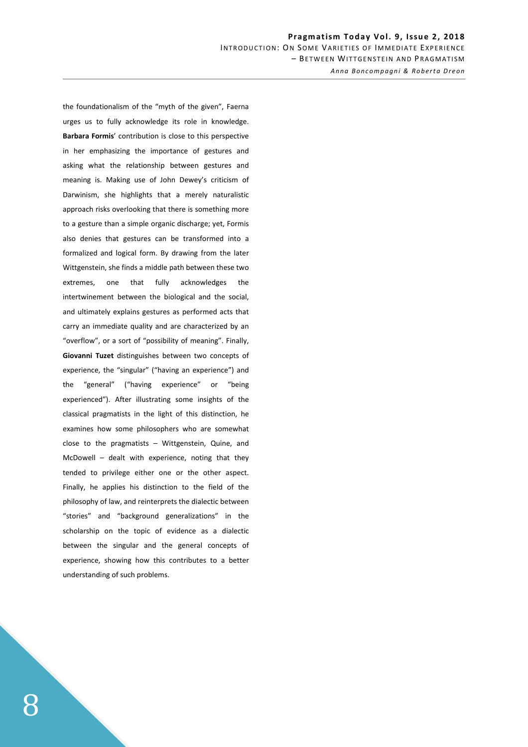the foundationalism of the "myth of the given", Faerna urges us to fully acknowledge its role in knowledge. **Barbara Formis**' contribution is close to this perspective in her emphasizing the importance of gestures and asking what the relationship between gestures and meaning is. Making use of John Dewey's criticism of Darwinism, she highlights that a merely naturalistic approach risks overlooking that there is something more to a gesture than a simple organic discharge; yet, Formis also denies that gestures can be transformed into a formalized and logical form. By drawing from the later Wittgenstein, she finds a middle path between these two extremes, one that fully acknowledges the intertwinement between the biological and the social, and ultimately explains gestures as performed acts that carry an immediate quality and are characterized by an "overflow", or a sort of "possibility of meaning". Finally, **Giovanni Tuzet** distinguishes between two concepts of experience, the "singular" ("having an experience") and the "general" ("having experience" or "being experienced"). After illustrating some insights of the classical pragmatists in the light of this distinction, he examines how some philosophers who are somewhat close to the pragmatists – Wittgenstein, Quine, and McDowell – dealt with experience, noting that they tended to privilege either one or the other aspect. Finally, he applies his distinction to the field of the philosophy of law, and reinterprets the dialectic between "stories" and "background generalizations" in the scholarship on the topic of evidence as a dialectic between the singular and the general concepts of experience, showing how this contributes to a better understanding of such problems.